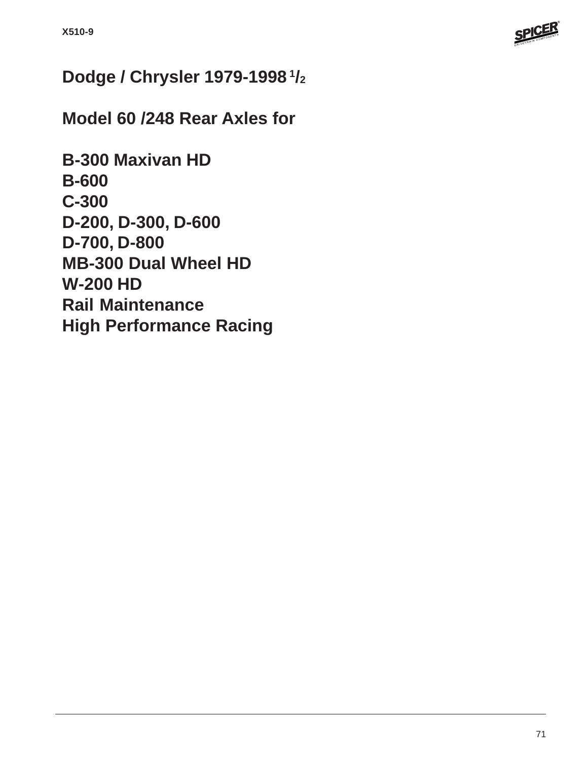X510-9

# Dodge / Chrysler 1979-1998 1/2

## Model 60 /248 Rear Axles for

**B-300 Maxivan HD**
**B-600**
**C-300**
**D-200, D-300, D-600**
**D-700, D-800**
**MB-300 Dual Wheel HD**
**W-200 HD**
**Rail Maintenance**
**High Performance Racing**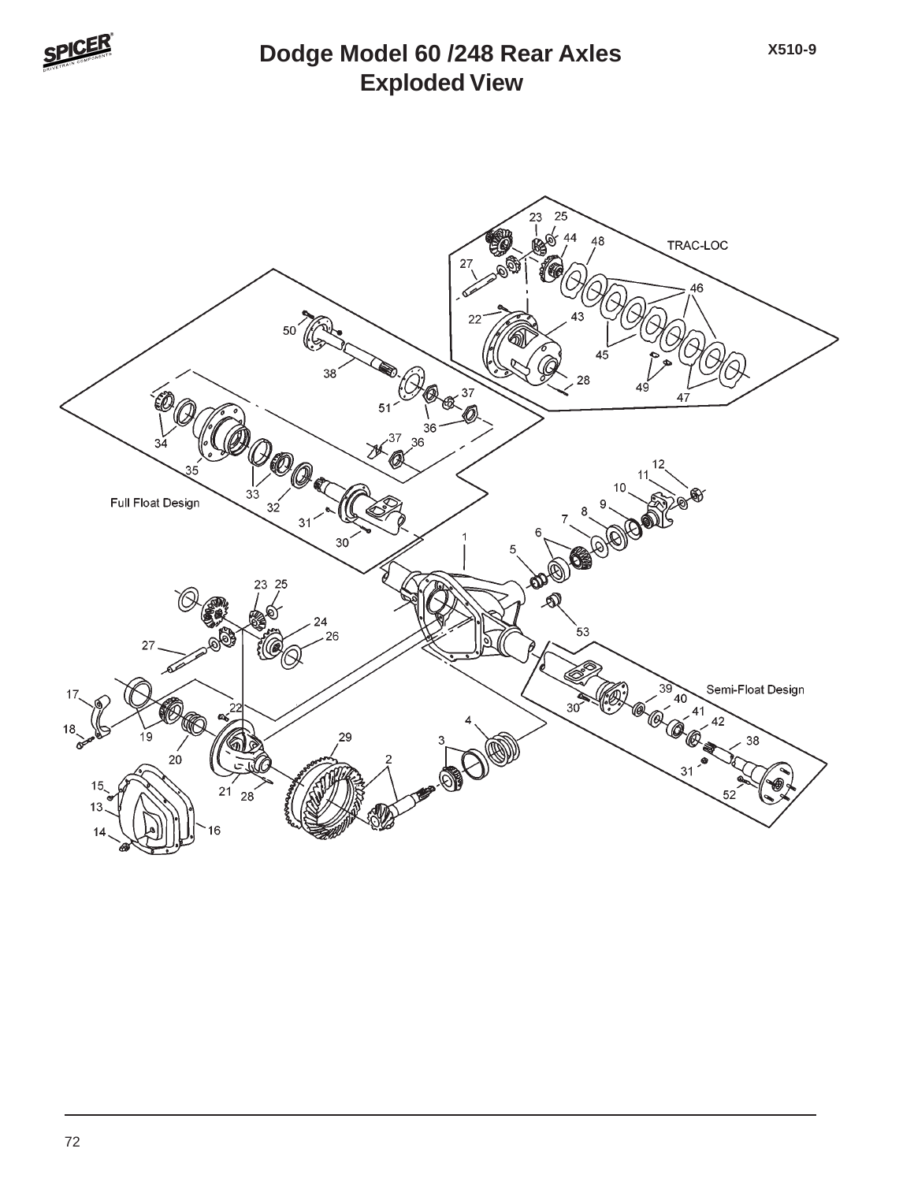# Dodge Model 60 /248 Rear Axles
## Exploded View

X510-9

TRAC-LOC

Full Float Design

Semi-Float Design

23 25 44 48 27 46 22 43 45 28 49 47 50 38 37 51 36 34 35 33 32 31 30 12 11 10 9 8 7 6 5 1 53 23 25 24 26 27 17 22 18 19 20 29 4 3 2 15 13 21 28 14 16 39 40 41 42 30 38 31 52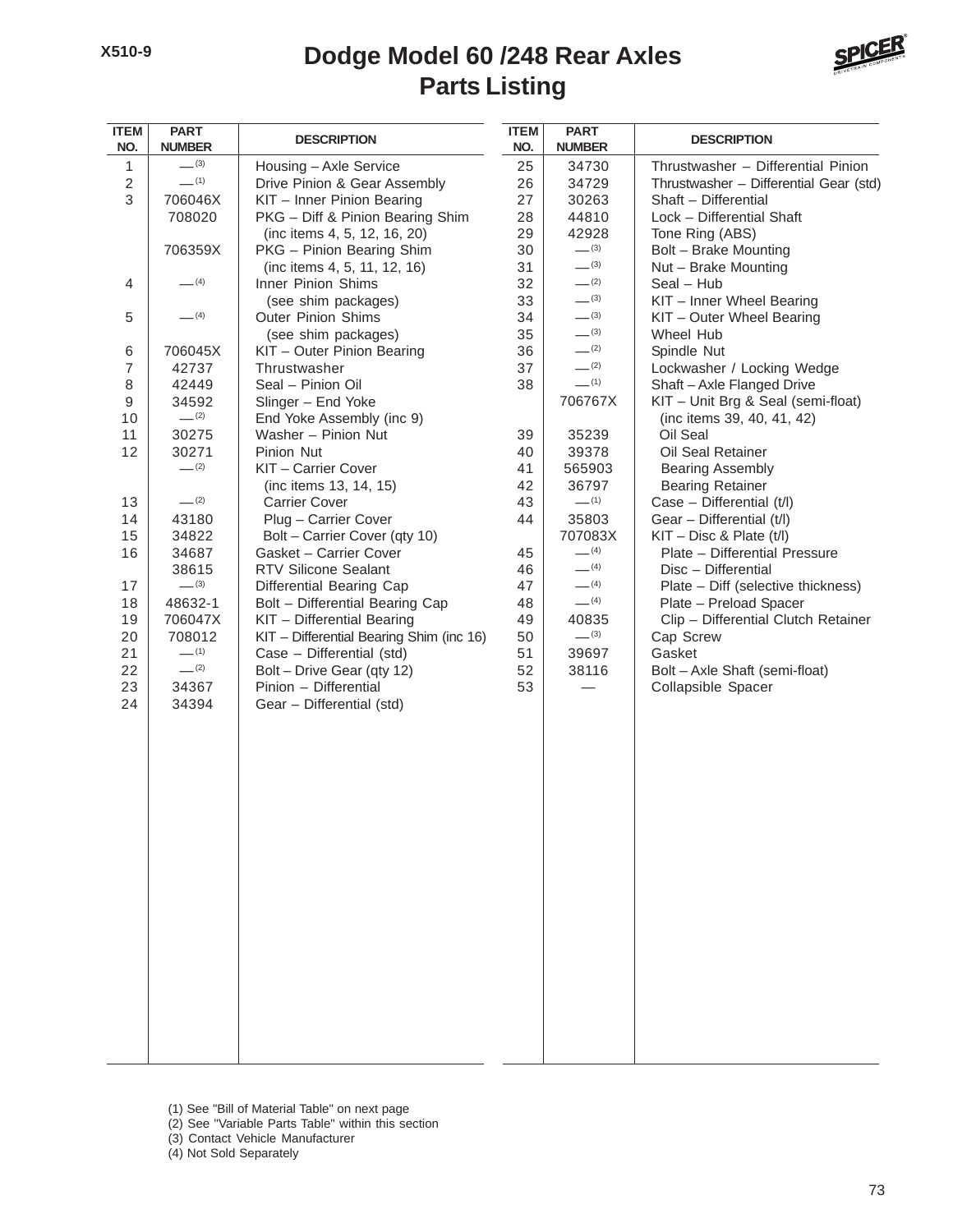# Dodge Model 60 /248 Rear Axles
## Parts Listing

| ITEM NO. | PART NUMBER | DESCRIPTION |
|---|---|---|
| 1 | — (3) | Housing – Axle Service |
| 2 | — (1) | Drive Pinion & Gear Assembly |
| 3 | 706046X | KIT – Inner Pinion Bearing |
| | 708020 | PKG – Diff & Pinion Bearing Shim (inc items 4, 5, 12, 16, 20) |
| | 706359X | PKG – Pinion Bearing Shim (inc items 4, 5, 11, 12, 16) |
| 4 | — (4) | Inner Pinion Shims (see shim packages) |
| 5 | — (4) | Outer Pinion Shims (see shim packages) |
| 6 | 706045X | KIT – Outer Pinion Bearing |
| 7 | 42737 | Thrustwasher |
| 8 | 42449 | Seal – Pinion Oil |
| 9 | 34592 | Slinger – End Yoke |
| 10 | — (2) | End Yoke Assembly (inc 9) |
| 11 | 30275 | Washer – Pinion Nut |
| 12 | 30271 | Pinion Nut |
| | — (2) | KIT – Carrier Cover (inc items 13, 14, 15) |
| 13 | — (2) | Carrier Cover |
| 14 | 43180 | Plug – Carrier Cover |
| 15 | 34822 | Bolt – Carrier Cover (qty 10) |
| 16 | 34687 | Gasket – Carrier Cover |
| | 38615 | RTV Silicone Sealant |
| 17 | — (3) | Differential Bearing Cap |
| 18 | 48632-1 | Bolt – Differential Bearing Cap |
| 19 | 706047X | KIT – Differential Bearing |
| 20 | 708012 | KIT – Differential Bearing Shim (inc 16) |
| 21 | — (1) | Case – Differential (std) |
| 22 | — (2) | Bolt – Drive Gear (qty 12) |
| 23 | 34367 | Pinion – Differential |
| 24 | 34394 | Gear – Differential (std) |
| 25 | 34730 | Thrustwasher – Differential Pinion |
| 26 | 34729 | Thrustwasher – Differential Gear (std) |
| 27 | 30263 | Shaft – Differential |
| 28 | 44810 | Lock – Differential Shaft |
| 29 | 42928 | Tone Ring (ABS) |
| 30 | — (3) | Bolt – Brake Mounting |
| 31 | — (3) | Nut – Brake Mounting |
| 32 | — (2) | Seal – Hub |
| 33 | — (3) | KIT – Inner Wheel Bearing |
| 34 | — (3) | KIT – Outer Wheel Bearing |
| 35 | — (3) | Wheel Hub |
| 36 | — (2) | Spindle Nut |
| 37 | — (2) | Lockwasher / Locking Wedge |
| 38 | — (1) | Shaft – Axle Flanged Drive |
| | 706767X | KIT – Unit Brg & Seal (semi-float) (inc items 39, 40, 41, 42) |
| 39 | 35239 | Oil Seal |
| 40 | 39378 | Oil Seal Retainer |
| 41 | 565903 | Bearing Assembly |
| 42 | 36797 | Bearing Retainer |
| 43 | — (1) | Case – Differential (t/l) |
| 44 | 35803 | Gear – Differential (t/l) |
| | 707083X | KIT – Disc & Plate (t/l) |
| 45 | — (4) | Plate – Differential Pressure |
| 46 | — (4) | Disc – Differential |
| 47 | — (4) | Plate – Diff (selective thickness) |
| 48 | — (4) | Plate – Preload Spacer |
| 49 | 40835 | Clip – Differential Clutch Retainer |
| 50 | — (3) | Cap Screw |
| 51 | 39697 | Gasket |
| 52 | 38116 | Bolt – Axle Shaft (semi-float) |
| 53 | — | Collapsible Spacer |

(1) See "Bill of Material Table" on next page
(2) See "Variable Parts Table" within this section
(3) Contact Vehicle Manufacturer
(4) Not Sold Separately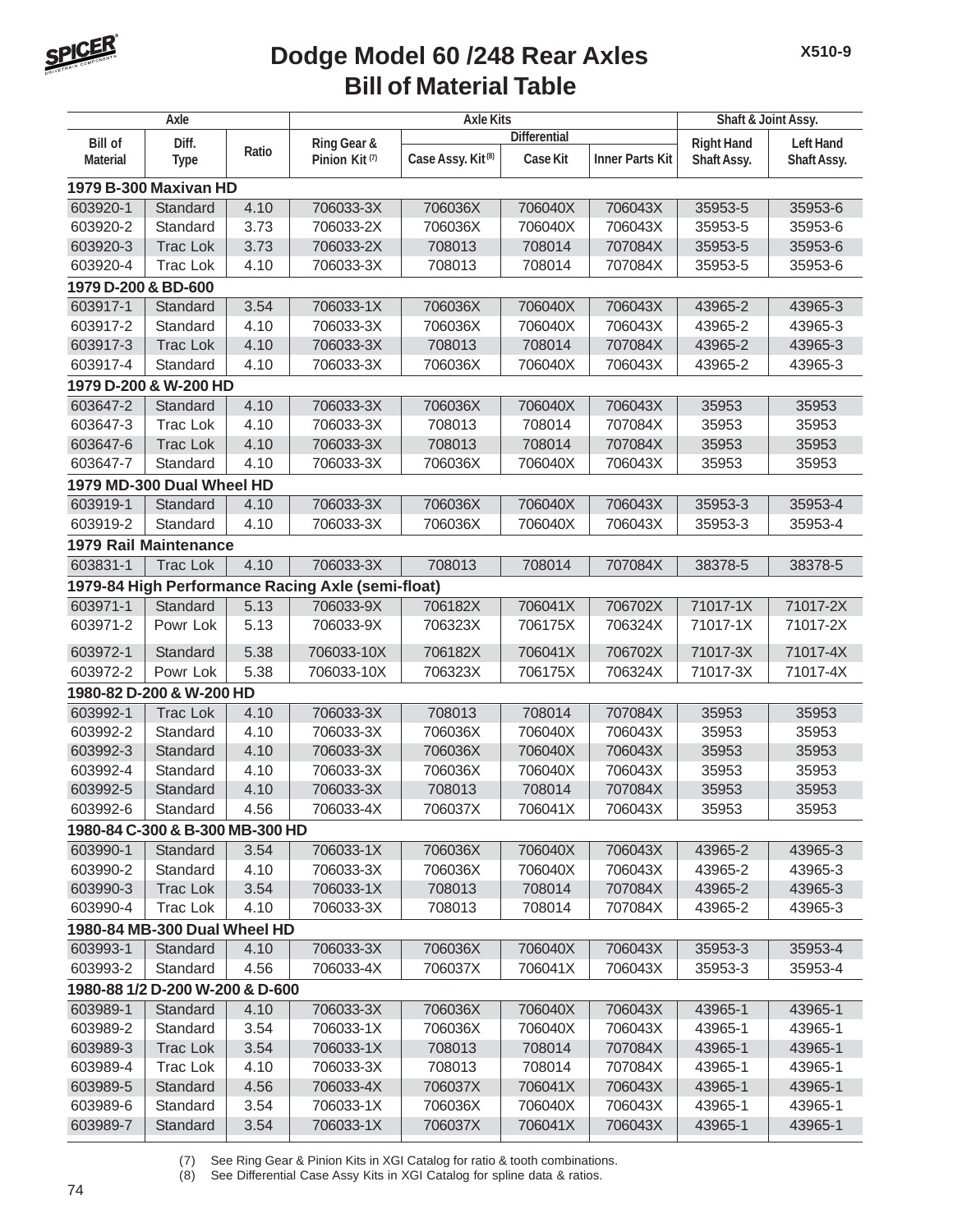# Dodge Model 60 /248 Rear Axles
## Bill of Material Table

| Axle | | | Axle Kits | | | | Shaft & Joint Assy. | |
|---|---|---|---|---|---|---|---|---|
| | | | | Differential | | | | |
| Bill of Material | Diff. Type | Ratio | Ring Gear & Pinion Kit (7) | Case Assy. Kit (8) | Case Kit | Inner Parts Kit | Right Hand Shaft Assy. | Left Hand Shaft Assy. |
| **1979 B-300 Maxivan HD** | | | | | | | | |
| 603920-1 | Standard | 4.10 | 706033-3X | 706036X | 706040X | 706043X | 35953-5 | 35953-6 |
| 603920-2 | Standard | 3.73 | 706033-2X | 706036X | 706040X | 706043X | 35953-5 | 35953-6 |
| 603920-3 | Trac Lok | 3.73 | 706033-2X | 708013 | 708014 | 707084X | 35953-5 | 35953-6 |
| 603920-4 | Trac Lok | 4.10 | 706033-3X | 708013 | 708014 | 707084X | 35953-5 | 35953-6 |
| **1979 D-200 & BD-600** | | | | | | | | |
| 603917-1 | Standard | 3.54 | 706033-1X | 706036X | 706040X | 706043X | 43965-2 | 43965-3 |
| 603917-2 | Standard | 4.10 | 706033-3X | 706036X | 706040X | 706043X | 43965-2 | 43965-3 |
| 603917-3 | Trac Lok | 4.10 | 706033-3X | 708013 | 708014 | 707084X | 43965-2 | 43965-3 |
| 603917-4 | Standard | 4.10 | 706033-3X | 706036X | 706040X | 706043X | 43965-2 | 43965-3 |
| **1979 D-200 & W-200 HD** | | | | | | | | |
| 603647-2 | Standard | 4.10 | 706033-3X | 706036X | 706040X | 706043X | 35953 | 35953 |
| 603647-3 | Trac Lok | 4.10 | 706033-3X | 708013 | 708014 | 707084X | 35953 | 35953 |
| 603647-6 | Trac Lok | 4.10 | 706033-3X | 708013 | 708014 | 707084X | 35953 | 35953 |
| 603647-7 | Standard | 4.10 | 706033-3X | 706036X | 706040X | 706043X | 35953 | 35953 |
| **1979 MD-300 Dual Wheel HD** | | | | | | | | |
| 603919-1 | Standard | 4.10 | 706033-3X | 706036X | 706040X | 706043X | 35953-3 | 35953-4 |
| 603919-2 | Standard | 4.10 | 706033-3X | 706036X | 706040X | 706043X | 35953-3 | 35953-4 |
| **1979 Rail Maintenance** | | | | | | | | |
| 603831-1 | Trac Lok | 4.10 | 706033-3X | 708013 | 708014 | 707084X | 38378-5 | 38378-5 |
| **1979-84 High Performance Racing Axle (semi-float)** | | | | | | | | |
| 603971-1 | Standard | 5.13 | 706033-9X | 706182X | 706041X | 706702X | 71017-1X | 71017-2X |
| 603971-2 | Powr Lok | 5.13 | 706033-9X | 706323X | 706175X | 706324X | 71017-1X | 71017-2X |
| 603972-1 | Standard | 5.38 | 706033-10X | 706182X | 706041X | 706702X | 71017-3X | 71017-4X |
| 603972-2 | Powr Lok | 5.38 | 706033-10X | 706323X | 706175X | 706324X | 71017-3X | 71017-4X |
| **1980-82 D-200 & W-200 HD** | | | | | | | | |
| 603992-1 | Trac Lok | 4.10 | 706033-3X | 708013 | 708014 | 707084X | 35953 | 35953 |
| 603992-2 | Standard | 4.10 | 706033-3X | 706036X | 706040X | 706043X | 35953 | 35953 |
| 603992-3 | Standard | 4.10 | 706033-3X | 706036X | 706040X | 706043X | 35953 | 35953 |
| 603992-4 | Standard | 4.10 | 706033-3X | 706036X | 706040X | 706043X | 35953 | 35953 |
| 603992-5 | Standard | 4.10 | 706033-3X | 708013 | 708014 | 707084X | 35953 | 35953 |
| 603992-6 | Standard | 4.56 | 706033-4X | 706037X | 706041X | 706043X | 35953 | 35953 |
| **1980-84 C-300 & B-300 MB-300 HD** | | | | | | | | |
| 603990-1 | Standard | 3.54 | 706033-1X | 706036X | 706040X | 706043X | 43965-2 | 43965-3 |
| 603990-2 | Standard | 4.10 | 706033-3X | 706036X | 706040X | 706043X | 43965-2 | 43965-3 |
| 603990-3 | Trac Lok | 3.54 | 706033-1X | 708013 | 708014 | 707084X | 43965-2 | 43965-3 |
| 603990-4 | Trac Lok | 4.10 | 706033-3X | 708013 | 708014 | 707084X | 43965-2 | 43965-3 |
| **1980-84 MB-300 Dual Wheel HD** | | | | | | | | |
| 603993-1 | Standard | 4.10 | 706033-3X | 706036X | 706040X | 706043X | 35953-3 | 35953-4 |
| 603993-2 | Standard | 4.56 | 706033-4X | 706037X | 706041X | 706043X | 35953-3 | 35953-4 |
| **1980-88 1/2 D-200 W-200 & D-600** | | | | | | | | |
| 603989-1 | Standard | 4.10 | 706033-3X | 706036X | 706040X | 706043X | 43965-1 | 43965-1 |
| 603989-2 | Standard | 3.54 | 706033-1X | 706036X | 706040X | 706043X | 43965-1 | 43965-1 |
| 603989-3 | Trac Lok | 3.54 | 706033-1X | 708013 | 708014 | 707084X | 43965-1 | 43965-1 |
| 603989-4 | Trac Lok | 4.10 | 706033-3X | 708013 | 708014 | 707084X | 43965-1 | 43965-1 |
| 603989-5 | Standard | 4.56 | 706033-4X | 706037X | 706041X | 706043X | 43965-1 | 43965-1 |
| 603989-6 | Standard | 3.54 | 706033-1X | 706036X | 706040X | 706043X | 43965-1 | 43965-1 |
| 603989-7 | Standard | 3.54 | 706033-1X | 706037X | 706041X | 706043X | 43965-1 | 43965-1 |

(7) See Ring Gear & Pinion Kits in XGI Catalog for ratio & tooth combinations.
(8) See Differential Case Assy Kits in XGI Catalog for spline data & ratios.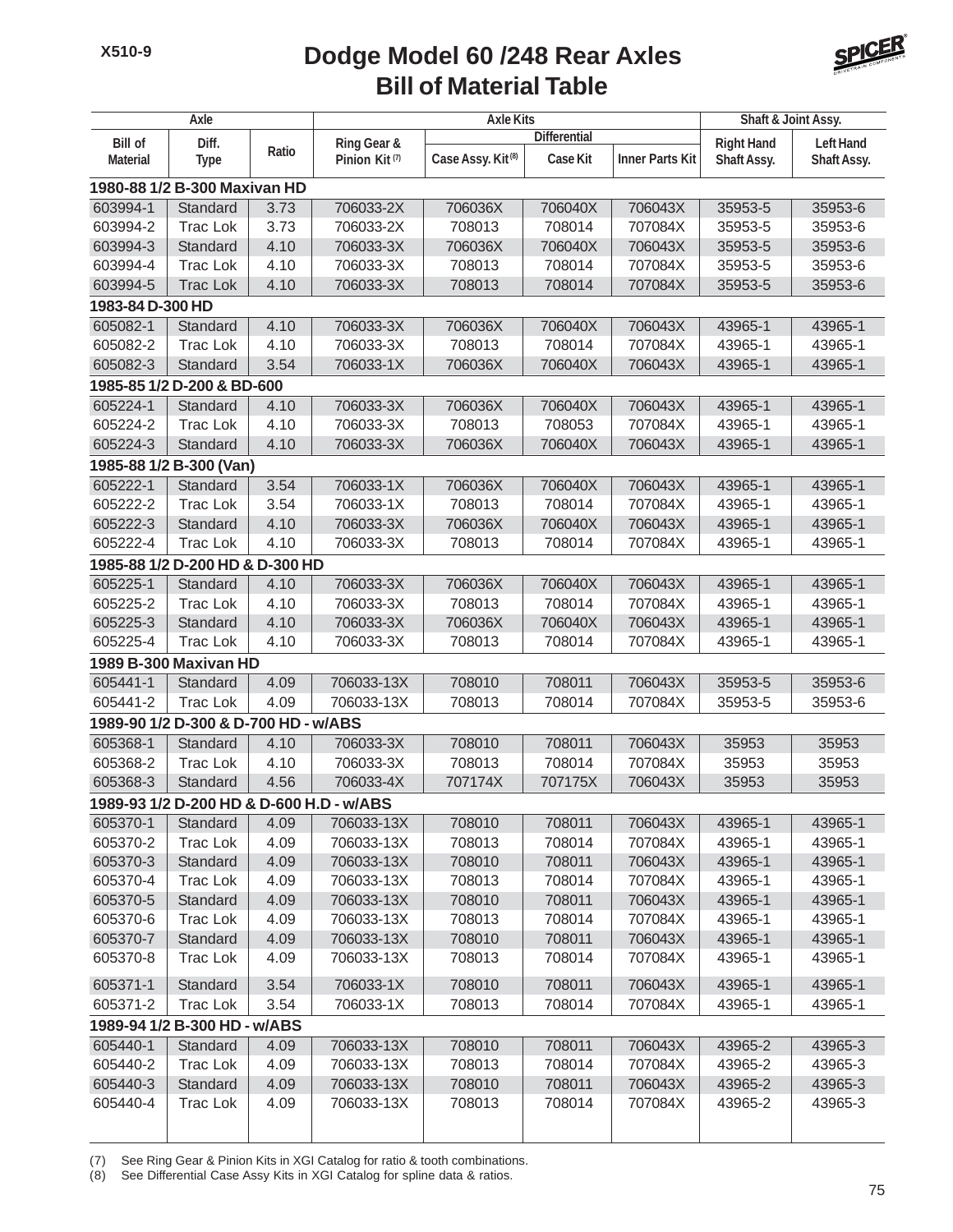# Dodge Model 60 /248 Rear Axles
## Bill of Material Table

| Axle | | | Axle Kits | | | | Shaft & Joint Assy. | |
|---|---|---|---|---|---|---|---|---|
| | | | | Differential | | | | |
| Bill of Material | Diff. Type | Ratio | Ring Gear & Pinion Kit [7] | Case Assy. Kit [8] | Case Kit | Inner Parts Kit | Right Hand Shaft Assy. | Left Hand Shaft Assy. |
| **1980-88 1/2 B-300 Maxivan HD** | | | | | | | | |
| 603994-1 | Standard | 3.73 | 706033-2X | 706036X | 706040X | 706043X | 35953-5 | 35953-6 |
| 603994-2 | Trac Lok | 3.73 | 706033-2X | 708013 | 708014 | 707084X | 35953-5 | 35953-6 |
| 603994-3 | Standard | 4.10 | 706033-3X | 706036X | 706040X | 706043X | 35953-5 | 35953-6 |
| 603994-4 | Trac Lok | 4.10 | 706033-3X | 708013 | 708014 | 707084X | 35953-5 | 35953-6 |
| 603994-5 | Trac Lok | 4.10 | 706033-3X | 708013 | 708014 | 707084X | 35953-5 | 35953-6 |
| **1983-84 D-300 HD** | | | | | | | | |
| 605082-1 | Standard | 4.10 | 706033-3X | 706036X | 706040X | 706043X | 43965-1 | 43965-1 |
| 605082-2 | Trac Lok | 4.10 | 706033-3X | 708013 | 708014 | 707084X | 43965-1 | 43965-1 |
| 605082-3 | Standard | 3.54 | 706033-1X | 706036X | 706040X | 706043X | 43965-1 | 43965-1 |
| **1985-85 1/2 D-200 & BD-600** | | | | | | | | |
| 605224-1 | Standard | 4.10 | 706033-3X | 706036X | 706040X | 706043X | 43965-1 | 43965-1 |
| 605224-2 | Trac Lok | 4.10 | 706033-3X | 708013 | 708053 | 707084X | 43965-1 | 43965-1 |
| 605224-3 | Standard | 4.10 | 706033-3X | 706036X | 706040X | 706043X | 43965-1 | 43965-1 |
| **1985-88 1/2 B-300 (Van)** | | | | | | | | |
| 605222-1 | Standard | 3.54 | 706033-1X | 706036X | 706040X | 706043X | 43965-1 | 43965-1 |
| 605222-2 | Trac Lok | 3.54 | 706033-1X | 708013 | 708014 | 707084X | 43965-1 | 43965-1 |
| 605222-3 | Standard | 4.10 | 706033-3X | 706036X | 706040X | 706043X | 43965-1 | 43965-1 |
| 605222-4 | Trac Lok | 4.10 | 706033-3X | 708013 | 708014 | 707084X | 43965-1 | 43965-1 |
| **1985-88 1/2 D-200 HD & D-300 HD** | | | | | | | | |
| 605225-1 | Standard | 4.10 | 706033-3X | 706036X | 706040X | 706043X | 43965-1 | 43965-1 |
| 605225-2 | Trac Lok | 4.10 | 706033-3X | 708013 | 708014 | 707084X | 43965-1 | 43965-1 |
| 605225-3 | Standard | 4.10 | 706033-3X | 706036X | 706040X | 706043X | 43965-1 | 43965-1 |
| 605225-4 | Trac Lok | 4.10 | 706033-3X | 708013 | 708014 | 707084X | 43965-1 | 43965-1 |
| **1989 B-300 Maxivan HD** | | | | | | | | |
| 605441-1 | Standard | 4.09 | 706033-13X | 708010 | 708011 | 706043X | 35953-5 | 35953-6 |
| 605441-2 | Trac Lok | 4.09 | 706033-13X | 708013 | 708014 | 707084X | 35953-5 | 35953-6 |
| **1989-90 1/2 D-300 & D-700 HD - w/ABS** | | | | | | | | |
| 605368-1 | Standard | 4.10 | 706033-3X | 708010 | 708011 | 706043X | 35953 | 35953 |
| 605368-2 | Trac Lok | 4.10 | 706033-3X | 708013 | 708014 | 707084X | 35953 | 35953 |
| 605368-3 | Standard | 4.56 | 706033-4X | 707174X | 707175X | 706043X | 35953 | 35953 |
| **1989-93 1/2 D-200 HD & D-600 H.D - w/ABS** | | | | | | | | |
| 605370-1 | Standard | 4.09 | 706033-13X | 708010 | 708011 | 706043X | 43965-1 | 43965-1 |
| 605370-2 | Trac Lok | 4.09 | 706033-13X | 708013 | 708014 | 707084X | 43965-1 | 43965-1 |
| 605370-3 | Standard | 4.09 | 706033-13X | 708010 | 708011 | 706043X | 43965-1 | 43965-1 |
| 605370-4 | Trac Lok | 4.09 | 706033-13X | 708013 | 708014 | 707084X | 43965-1 | 43965-1 |
| 605370-5 | Standard | 4.09 | 706033-13X | 708010 | 708011 | 706043X | 43965-1 | 43965-1 |
| 605370-6 | Trac Lok | 4.09 | 706033-13X | 708013 | 708014 | 707084X | 43965-1 | 43965-1 |
| 605370-7 | Standard | 4.09 | 706033-13X | 708010 | 708011 | 706043X | 43965-1 | 43965-1 |
| 605370-8 | Trac Lok | 4.09 | 706033-13X | 708013 | 708014 | 707084X | 43965-1 | 43965-1 |
| 605371-1 | Standard | 3.54 | 706033-1X | 708010 | 708011 | 706043X | 43965-1 | 43965-1 |
| 605371-2 | Trac Lok | 3.54 | 706033-1X | 708013 | 708014 | 707084X | 43965-1 | 43965-1 |
| **1989-94 1/2 B-300 HD - w/ABS** | | | | | | | | |
| 605440-1 | Standard | 4.09 | 706033-13X | 708010 | 708011 | 706043X | 43965-2 | 43965-3 |
| 605440-2 | Trac Lok | 4.09 | 706033-13X | 708013 | 708014 | 707084X | 43965-2 | 43965-3 |
| 605440-3 | Standard | 4.09 | 706033-13X | 708010 | 708011 | 706043X | 43965-2 | 43965-3 |
| 605440-4 | Trac Lok | 4.09 | 706033-13X | 708013 | 708014 | 707084X | 43965-2 | 43965-3 |

(7) See Ring Gear & Pinion Kits in XGI Catalog for ratio & tooth combinations.
(8) See Differential Case Assy Kits in XGI Catalog for spline data & ratios.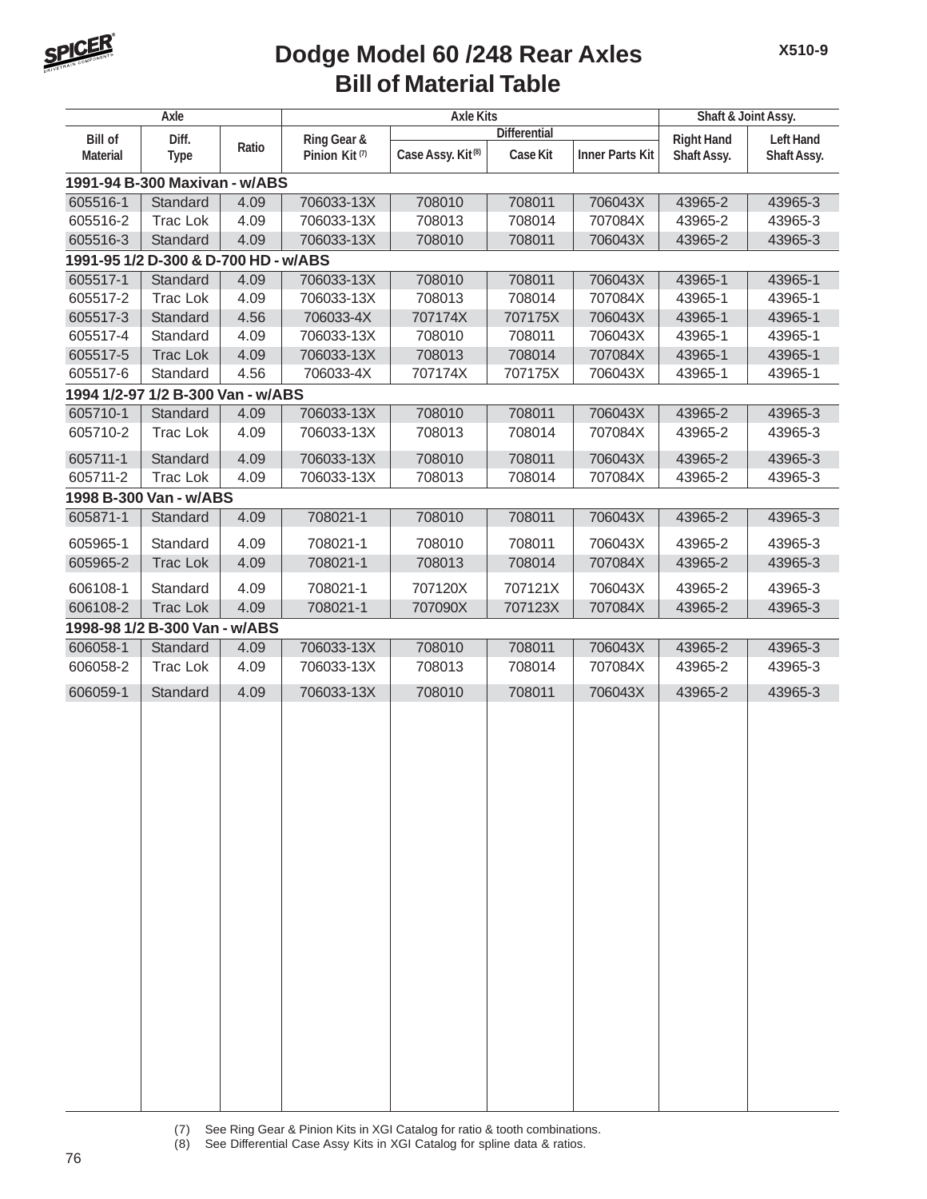# Dodge Model 60 /248 Rear Axles
## Bill of Material Table

| Axle | | | Axle Kits | | | | Shaft & Joint Assy. | |
|---|---|---|---|---|---|---|---|---|
| | | | | Differential | | | | |
| Bill of Material | Diff. Type | Ratio | Ring Gear & Pinion Kit (7) | Case Assy. Kit (8) | Case Kit | Inner Parts Kit | Right Hand Shaft Assy. | Left Hand Shaft Assy. |
| **1991-94 B-300 Maxivan - w/ABS** | | | | | | | | |
| 605516-1 | Standard | 4.09 | 706033-13X | 708010 | 708011 | 706043X | 43965-2 | 43965-3 |
| 605516-2 | Trac Lok | 4.09 | 706033-13X | 708013 | 708014 | 707084X | 43965-2 | 43965-3 |
| 605516-3 | Standard | 4.09 | 706033-13X | 708010 | 708011 | 706043X | 43965-2 | 43965-3 |
| **1991-95 1/2 D-300 & D-700 HD - w/ABS** | | | | | | | | |
| 605517-1 | Standard | 4.09 | 706033-13X | 708010 | 708011 | 706043X | 43965-1 | 43965-1 |
| 605517-2 | Trac Lok | 4.09 | 706033-13X | 708013 | 708014 | 707084X | 43965-1 | 43965-1 |
| 605517-3 | Standard | 4.56 | 706033-4X | 707174X | 707175X | 706043X | 43965-1 | 43965-1 |
| 605517-4 | Standard | 4.09 | 706033-13X | 708010 | 708011 | 706043X | 43965-1 | 43965-1 |
| 605517-5 | Trac Lok | 4.09 | 706033-13X | 708013 | 708014 | 707084X | 43965-1 | 43965-1 |
| 605517-6 | Standard | 4.56 | 706033-4X | 707174X | 707175X | 706043X | 43965-1 | 43965-1 |
| **1994 1/2-97 1/2 B-300 Van - w/ABS** | | | | | | | | |
| 605710-1 | Standard | 4.09 | 706033-13X | 708010 | 708011 | 706043X | 43965-2 | 43965-3 |
| 605710-2 | Trac Lok | 4.09 | 706033-13X | 708013 | 708014 | 707084X | 43965-2 | 43965-3 |
| 605711-1 | Standard | 4.09 | 706033-13X | 708010 | 708011 | 706043X | 43965-2 | 43965-3 |
| 605711-2 | Trac Lok | 4.09 | 706033-13X | 708013 | 708014 | 707084X | 43965-2 | 43965-3 |
| **1998 B-300 Van - w/ABS** | | | | | | | | |
| 605871-1 | Standard | 4.09 | 708021-1 | 708010 | 708011 | 706043X | 43965-2 | 43965-3 |
| 605965-1 | Standard | 4.09 | 708021-1 | 708010 | 708011 | 706043X | 43965-2 | 43965-3 |
| 605965-2 | Trac Lok | 4.09 | 708021-1 | 708013 | 708014 | 707084X | 43965-2 | 43965-3 |
| 606108-1 | Standard | 4.09 | 708021-1 | 707120X | 707121X | 706043X | 43965-2 | 43965-3 |
| 606108-2 | Trac Lok | 4.09 | 708021-1 | 707090X | 707123X | 707084X | 43965-2 | 43965-3 |
| **1998-98 1/2 B-300 Van - w/ABS** | | | | | | | | |
| 606058-1 | Standard | 4.09 | 706033-13X | 708010 | 708011 | 706043X | 43965-2 | 43965-3 |
| 606058-2 | Trac Lok | 4.09 | 706033-13X | 708013 | 708014 | 707084X | 43965-2 | 43965-3 |
| 606059-1 | Standard | 4.09 | 706033-13X | 708010 | 708011 | 706043X | 43965-2 | 43965-3 |

(7) See Ring Gear & Pinion Kits in XGI Catalog for ratio & tooth combinations.
(8) See Differential Case Assy Kits in XGI Catalog for spline data & ratios.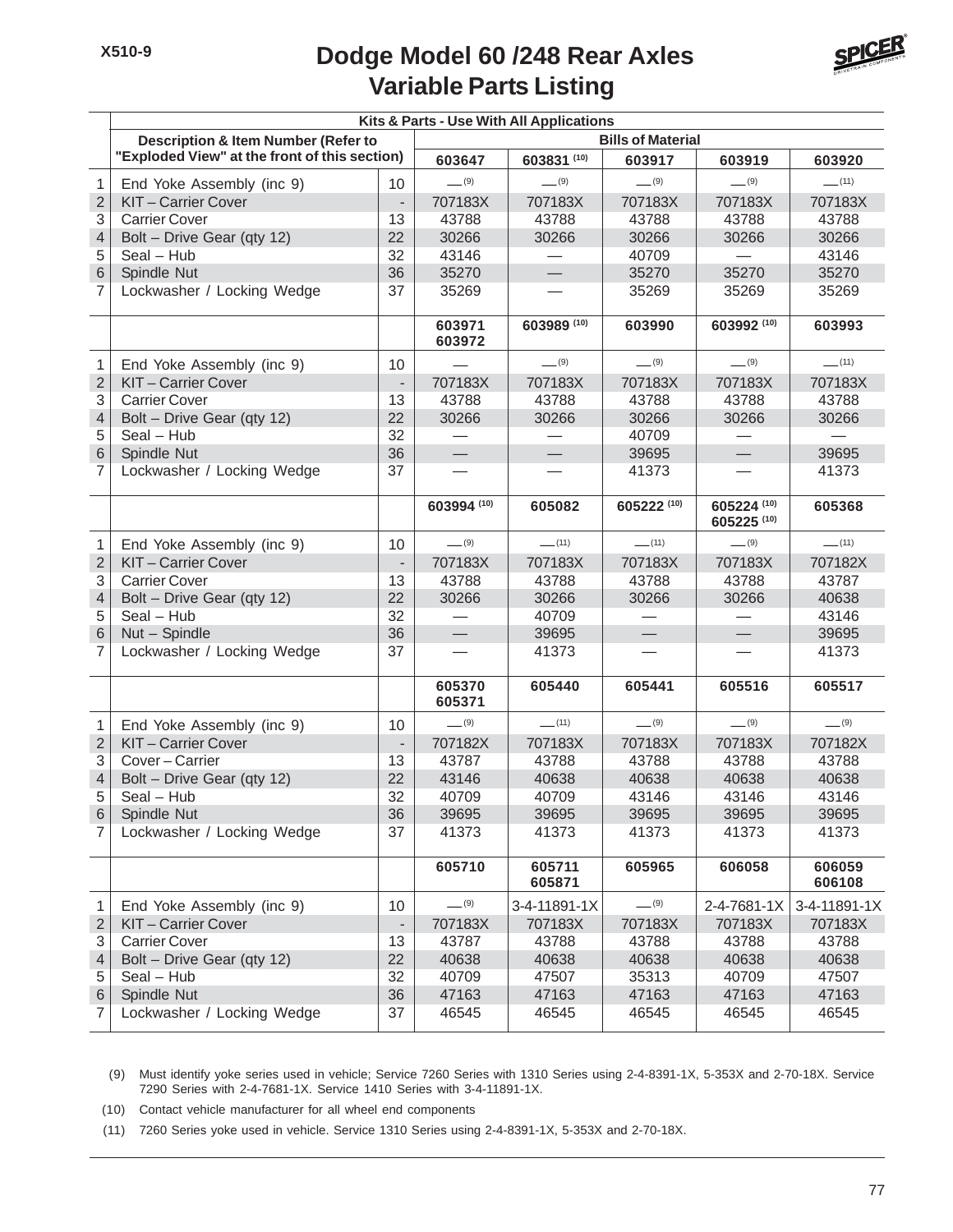# Dodge Model 60 /248 Rear Axles
## Variable Parts Listing

| | Kits & Parts - Use With All Applications | | | | | | |
|---|---|---|---|---|---|---|---|
| | Description & Item Number (Refer to "Exploded View" at the front of this section) | | Bills of Material | | | | |
| | | | 603647 | 603831 (10) | 603917 | 603919 | 603920 |
| 1 | End Yoke Assembly (inc 9) | 10 | — (9) | — (9) | — (9) | — (9) | — (11) |
| 2 | KIT – Carrier Cover | - | 707183X | 707183X | 707183X | 707183X | 707183X |
| 3 | Carrier Cover | 13 | 43788 | 43788 | 43788 | 43788 | 43788 |
| 4 | Bolt – Drive Gear (qty 12) | 22 | 30266 | 30266 | 30266 | 30266 | 30266 |
| 5 | Seal – Hub | 32 | 43146 | — | 40709 | — | 43146 |
| 6 | Spindle Nut | 36 | 35270 | — | 35270 | 35270 | 35270 |
| 7 | Lockwasher / Locking Wedge | 37 | 35269 | — | 35269 | 35269 | 35269 |
| | | | 603971 603972 | 603989 (10) | 603990 | 603992 (10) | 603993 |
| 1 | End Yoke Assembly (inc 9) | 10 | — | — (9) | — (9) | — (9) | — (11) |
| 2 | KIT – Carrier Cover | - | 707183X | 707183X | 707183X | 707183X | 707183X |
| 3 | Carrier Cover | 13 | 43788 | 43788 | 43788 | 43788 | 43788 |
| 4 | Bolt – Drive Gear (qty 12) | 22 | 30266 | 30266 | 30266 | 30266 | 30266 |
| 5 | Seal – Hub | 32 | — | — | 40709 | — | — |
| 6 | Spindle Nut | 36 | — | — | 39695 | — | 39695 |
| 7 | Lockwasher / Locking Wedge | 37 | — | — | 41373 | — | 41373 |
| | | | 603994 (10) | 605082 | 605222 (10) | 605224 (10) 605225 (10) | 605368 |
| 1 | End Yoke Assembly (inc 9) | 10 | — (9) | — (11) | — (11) | — (9) | — (11) |
| 2 | KIT – Carrier Cover | - | 707183X | 707183X | 707183X | 707183X | 707182X |
| 3 | Carrier Cover | 13 | 43788 | 43788 | 43788 | 43788 | 43787 |
| 4 | Bolt – Drive Gear (qty 12) | 22 | 30266 | 30266 | 30266 | 30266 | 40638 |
| 5 | Seal – Hub | 32 | — | 40709 | — | — | 43146 |
| 6 | Nut – Spindle | 36 | — | 39695 | — | — | 39695 |
| 7 | Lockwasher / Locking Wedge | 37 | — | 41373 | — | — | 41373 |
| | | | 605370 605371 | 605440 | 605441 | 605516 | 605517 |
| 1 | End Yoke Assembly (inc 9) | 10 | — (9) | — (11) | — (9) | — (9) | — (9) |
| 2 | KIT – Carrier Cover | - | 707182X | 707183X | 707183X | 707183X | 707182X |
| 3 | Cover – Carrier | 13 | 43787 | 43788 | 43788 | 43788 | 43788 |
| 4 | Bolt – Drive Gear (qty 12) | 22 | 43146 | 40638 | 40638 | 40638 | 40638 |
| 5 | Seal – Hub | 32 | 40709 | 40709 | 43146 | 43146 | 43146 |
| 6 | Spindle Nut | 36 | 39695 | 39695 | 39695 | 39695 | 39695 |
| 7 | Lockwasher / Locking Wedge | 37 | 41373 | 41373 | 41373 | 41373 | 41373 |
| | | | 605710 | 605711 605871 | 605965 | 606058 | 606059 606108 |
| 1 | End Yoke Assembly (inc 9) | 10 | — (9) | 3-4-11891-1X | — (9) | 2-4-7681-1X | 3-4-11891-1X |
| 2 | KIT – Carrier Cover | - | 707183X | 707183X | 707183X | 707183X | 707183X |
| 3 | Carrier Cover | 13 | 43787 | 43788 | 43788 | 43788 | 43788 |
| 4 | Bolt – Drive Gear (qty 12) | 22 | 40638 | 40638 | 40638 | 40638 | 40638 |
| 5 | Seal – Hub | 32 | 40709 | 47507 | 35313 | 40709 | 47507 |
| 6 | Spindle Nut | 36 | 47163 | 47163 | 47163 | 47163 | 47163 |
| 7 | Lockwasher / Locking Wedge | 37 | 46545 | 46545 | 46545 | 46545 | 46545 |

(9) Must identify yoke series used in vehicle; Service 7260 Series with 1310 Series using 2-4-8391-1X, 5-353X and 2-70-18X. Service 7290 Series with 2-4-7681-1X. Service 1410 Series with 3-4-11891-1X.

(10) Contact vehicle manufacturer for all wheel end components

(11) 7260 Series yoke used in vehicle. Service 1310 Series using 2-4-8391-1X, 5-353X and 2-70-18X.